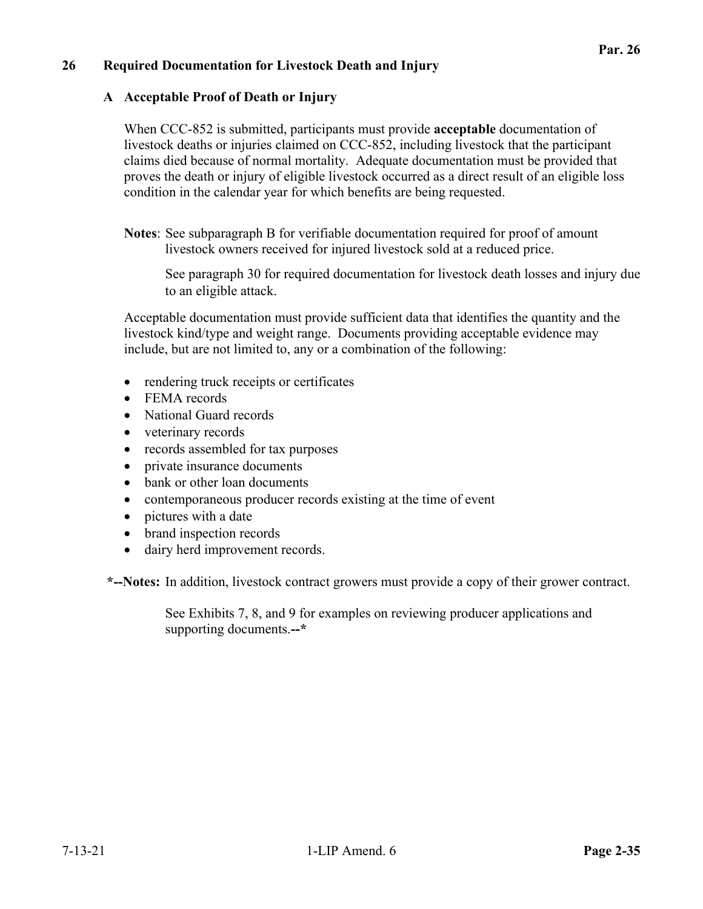## 26 Required Documentation for Livestock Death and Injury

### A Acceptable Proof of Death or Injury

When CCC-852 is submitted, participants must provide **acceptable** documentation of livestock deaths or injuries claimed on CCC-852, including livestock that the participant claims died because of normal mortality. Adequate documentation must be provided that proves the death or injury of eligible livestock occurred as a direct result of an eligible loss condition in the calendar year for which benefits are being requested.

**Notes**: See subparagraph B for verifiable documentation required for proof of amount livestock owners received for injured livestock sold at a reduced price.

See paragraph 30 for required documentation for livestock death losses and injury due to an eligible attack.

Acceptable documentation must provide sufficient data that identifies the quantity and the livestock kind/type and weight range. Documents providing acceptable evidence may include, but are not limited to, any or a combination of the following:

- rendering truck receipts or certificates
- FEMA records
- National Guard records
- veterinary records
- records assembled for tax purposes
- private insurance documents
- bank or other loan documents
- contemporaneous producer records existing at the time of event
- pictures with a date
- brand inspection records
- dairy herd improvement records.

***--Notes:** In addition, livestock contract growers must provide a copy of their grower contract.

See Exhibits 7, 8, and 9 for examples on reviewing producer applications and supporting documents.**--***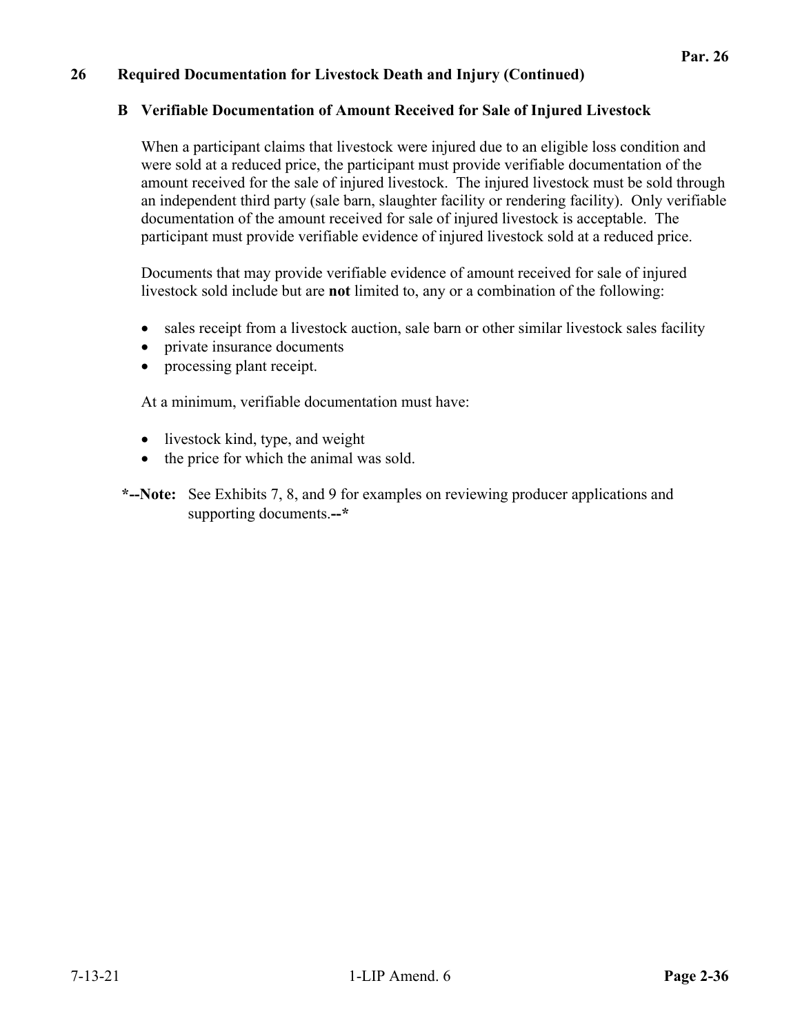## 26 Required Documentation for Livestock Death and Injury (Continued)

### B Verifiable Documentation of Amount Received for Sale of Injured Livestock

When a participant claims that livestock were injured due to an eligible loss condition and were sold at a reduced price, the participant must provide verifiable documentation of the amount received for the sale of injured livestock. The injured livestock must be sold through an independent third party (sale barn, slaughter facility or rendering facility). Only verifiable documentation of the amount received for sale of injured livestock is acceptable. The participant must provide verifiable evidence of injured livestock sold at a reduced price.

Documents that may provide verifiable evidence of amount received for sale of injured livestock sold include but are **not** limited to, any or a combination of the following:

- sales receipt from a livestock auction, sale barn or other similar livestock sales facility
- private insurance documents
- processing plant receipt.

At a minimum, verifiable documentation must have:

- livestock kind, type, and weight
- the price for which the animal was sold.

***--Note:** See Exhibits 7, 8, and 9 for examples on reviewing producer applications and supporting documents.**--***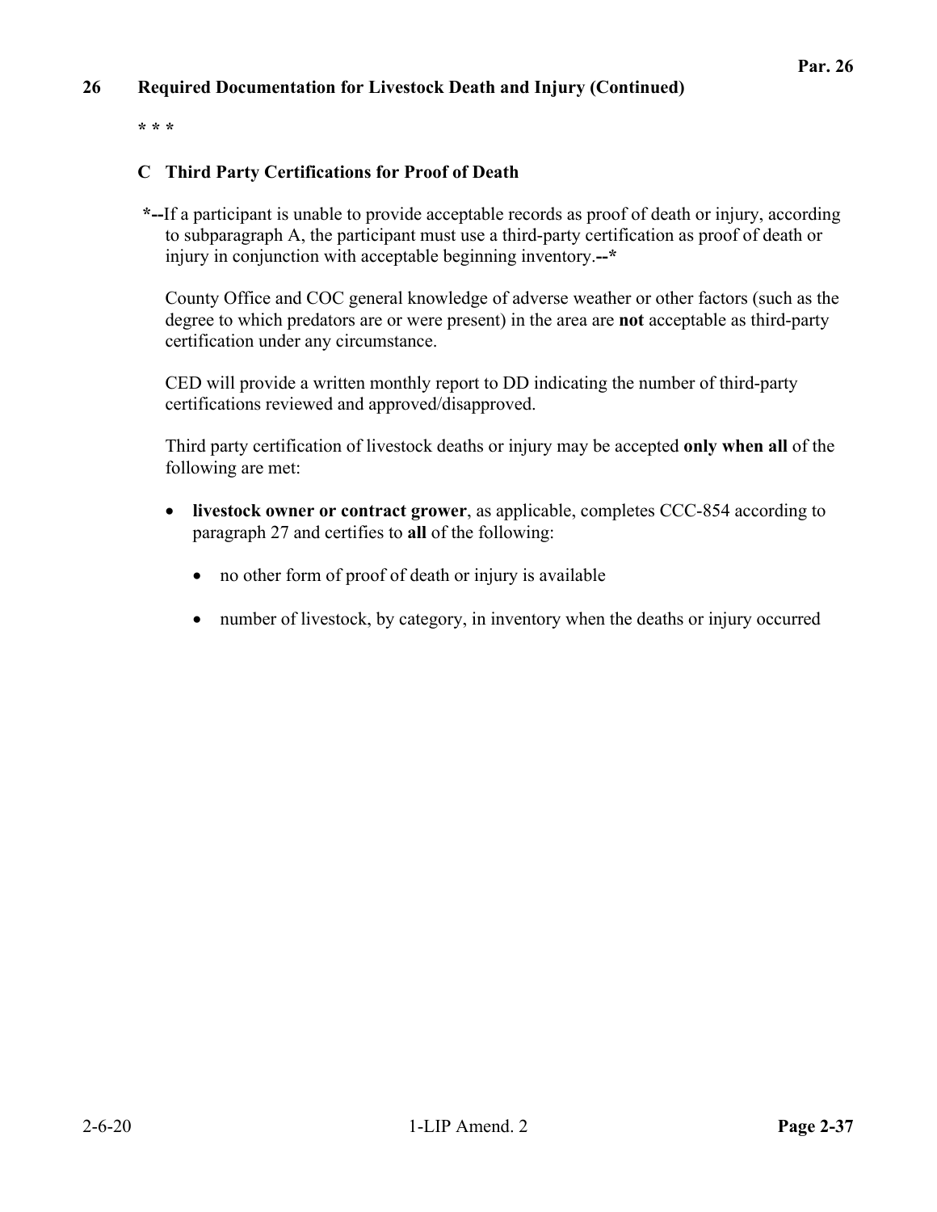## 26 Required Documentation for Livestock Death and Injury (Continued)

* * *

### C Third Party Certifications for Proof of Death

***--**If a participant is unable to provide acceptable records as proof of death or injury, according to subparagraph A, the participant must use a third-party certification as proof of death or injury in conjunction with acceptable beginning inventory.**--***

County Office and COC general knowledge of adverse weather or other factors (such as the degree to which predators are or were present) in the area are **not** acceptable as third-party certification under any circumstance.

CED will provide a written monthly report to DD indicating the number of third-party certifications reviewed and approved/disapproved.

Third party certification of livestock deaths or injury may be accepted **only when all** of the following are met:

- **livestock owner or contract grower**, as applicable, completes CCC-854 according to paragraph 27 and certifies to **all** of the following:
  - no other form of proof of death or injury is available
  - number of livestock, by category, in inventory when the deaths or injury occurred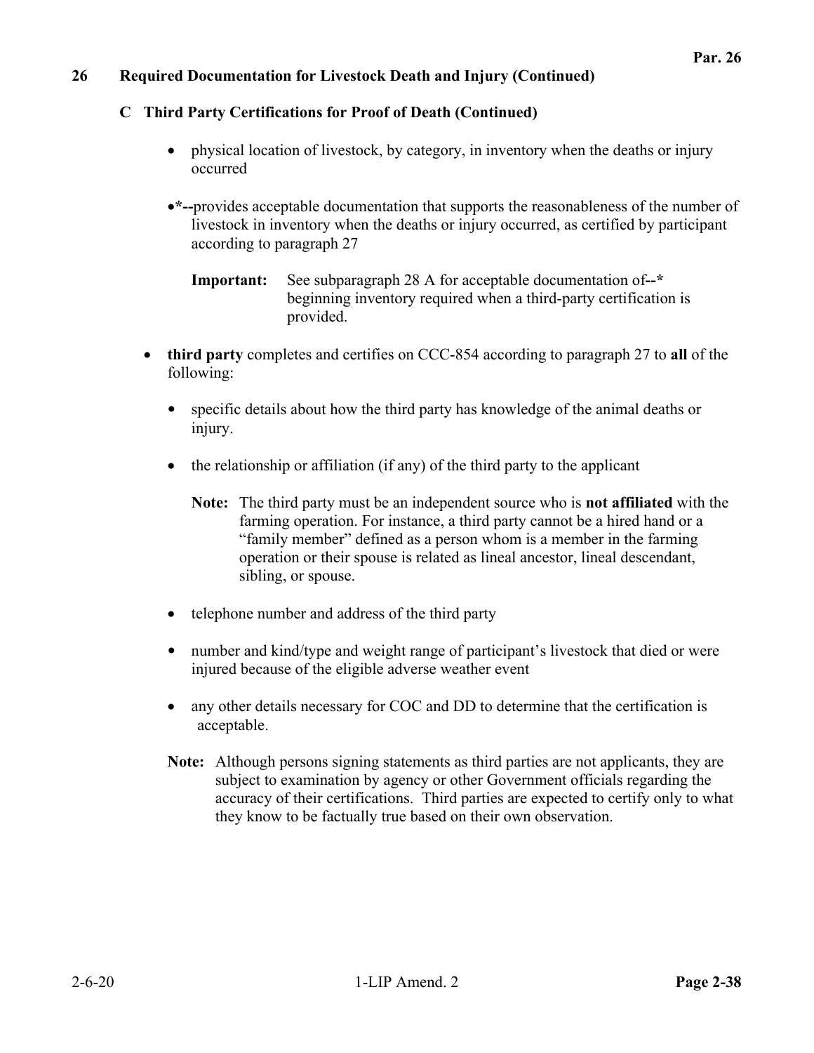## 26 Required Documentation for Livestock Death and Injury (Continued)

### C Third Party Certifications for Proof of Death (Continued)

- physical location of livestock, by category, in inventory when the deaths or injury occurred
- *--provides acceptable documentation that supports the reasonableness of the number of livestock in inventory when the deaths or injury occurred, as certified by participant according to paragraph 27

  **Important:** See subparagraph 28 A for acceptable documentation of--* beginning inventory required when a third-party certification is provided.

- **third party** completes and certifies on CCC-854 according to paragraph 27 to **all** of the following:
  - specific details about how the third party has knowledge of the animal deaths or injury.
  - the relationship or affiliation (if any) of the third party to the applicant

    **Note:** The third party must be an independent source who is **not affiliated** with the farming operation. For instance, a third party cannot be a hired hand or a "family member" defined as a person whom is a member in the farming operation or their spouse is related as lineal ancestor, lineal descendant, sibling, or spouse.

  - telephone number and address of the third party
  - number and kind/type and weight range of participant's livestock that died or were injured because of the eligible adverse weather event
  - any other details necessary for COC and DD to determine that the certification is acceptable.

  **Note:** Although persons signing statements as third parties are not applicants, they are subject to examination by agency or other Government officials regarding the accuracy of their certifications. Third parties are expected to certify only to what they know to be factually true based on their own observation.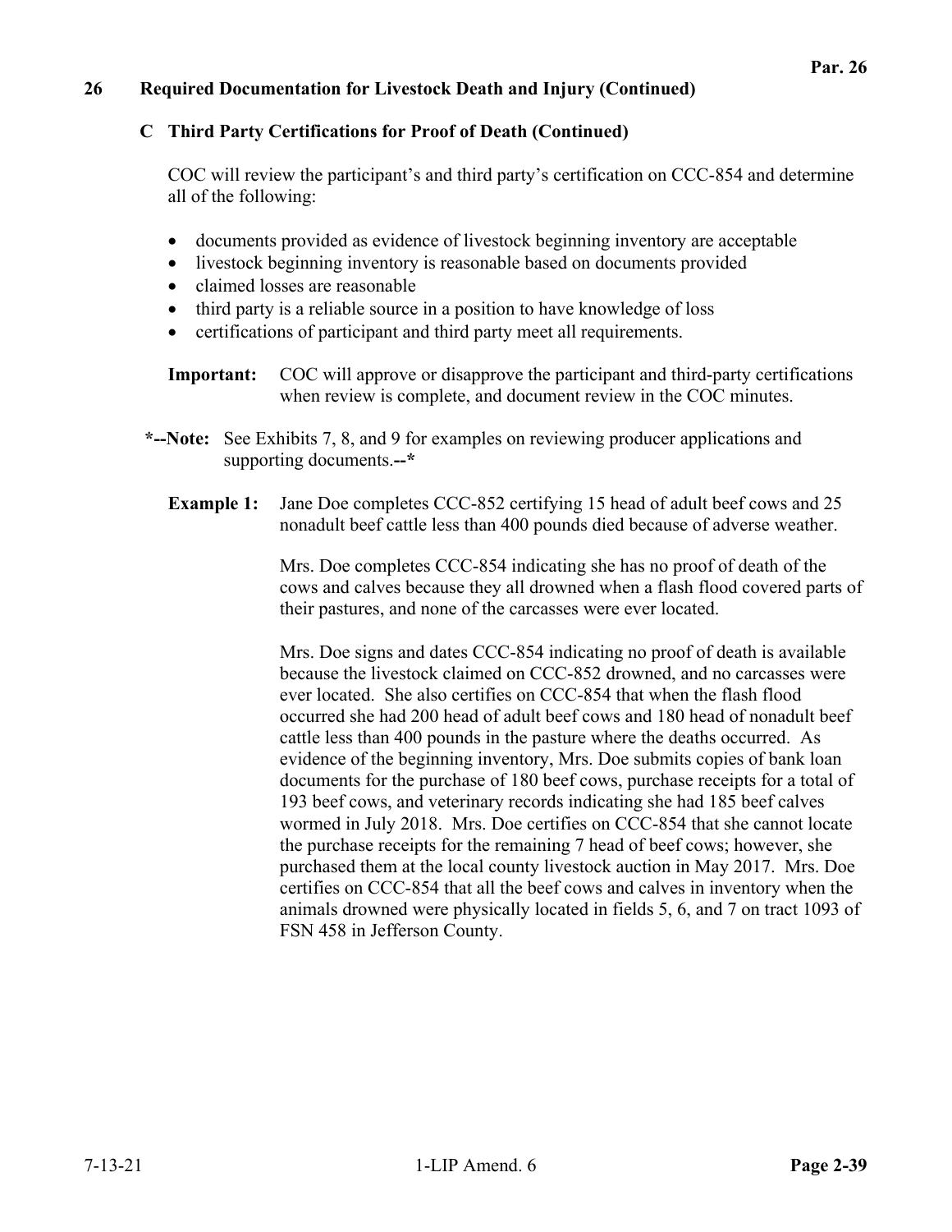**26 Required Documentation for Livestock Death and Injury (Continued)**

**C Third Party Certifications for Proof of Death (Continued)**

COC will review the participant's and third party's certification on CCC-854 and determine all of the following:

- documents provided as evidence of livestock beginning inventory are acceptable
- livestock beginning inventory is reasonable based on documents provided
- claimed losses are reasonable
- third party is a reliable source in a position to have knowledge of loss
- certifications of participant and third party meet all requirements.

**Important:** COC will approve or disapprove the participant and third-party certifications when review is complete, and document review in the COC minutes.

***--Note:** See Exhibits 7, 8, and 9 for examples on reviewing producer applications and supporting documents.**--***

**Example 1:** Jane Doe completes CCC-852 certifying 15 head of adult beef cows and 25 nonadult beef cattle less than 400 pounds died because of adverse weather.

Mrs. Doe completes CCC-854 indicating she has no proof of death of the cows and calves because they all drowned when a flash flood covered parts of their pastures, and none of the carcasses were ever located.

Mrs. Doe signs and dates CCC-854 indicating no proof of death is available because the livestock claimed on CCC-852 drowned, and no carcasses were ever located. She also certifies on CCC-854 that when the flash flood occurred she had 200 head of adult beef cows and 180 head of nonadult beef cattle less than 400 pounds in the pasture where the deaths occurred. As evidence of the beginning inventory, Mrs. Doe submits copies of bank loan documents for the purchase of 180 beef cows, purchase receipts for a total of 193 beef cows, and veterinary records indicating she had 185 beef calves wormed in July 2018. Mrs. Doe certifies on CCC-854 that she cannot locate the purchase receipts for the remaining 7 head of beef cows; however, she purchased them at the local county livestock auction in May 2017. Mrs. Doe certifies on CCC-854 that all the beef cows and calves in inventory when the animals drowned were physically located in fields 5, 6, and 7 on tract 1093 of FSN 458 in Jefferson County.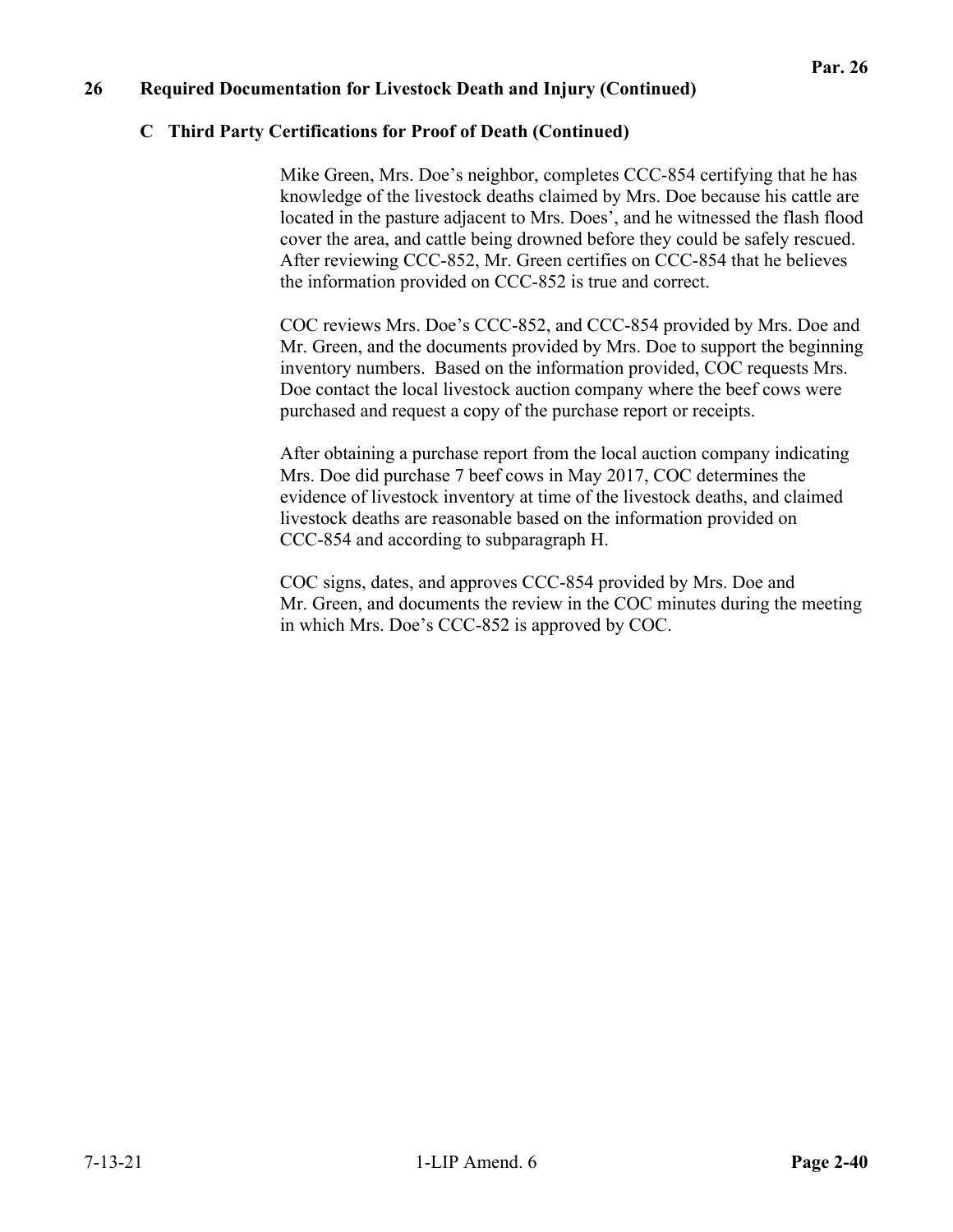## 26 Required Documentation for Livestock Death and Injury (Continued)

### C Third Party Certifications for Proof of Death (Continued)

Mike Green, Mrs. Doe's neighbor, completes CCC-854 certifying that he has knowledge of the livestock deaths claimed by Mrs. Doe because his cattle are located in the pasture adjacent to Mrs. Does', and he witnessed the flash flood cover the area, and cattle being drowned before they could be safely rescued. After reviewing CCC-852, Mr. Green certifies on CCC-854 that he believes the information provided on CCC-852 is true and correct.

COC reviews Mrs. Doe's CCC-852, and CCC-854 provided by Mrs. Doe and Mr. Green, and the documents provided by Mrs. Doe to support the beginning inventory numbers. Based on the information provided, COC requests Mrs. Doe contact the local livestock auction company where the beef cows were purchased and request a copy of the purchase report or receipts.

After obtaining a purchase report from the local auction company indicating Mrs. Doe did purchase 7 beef cows in May 2017, COC determines the evidence of livestock inventory at time of the livestock deaths, and claimed livestock deaths are reasonable based on the information provided on CCC-854 and according to subparagraph H.

COC signs, dates, and approves CCC-854 provided by Mrs. Doe and Mr. Green, and documents the review in the COC minutes during the meeting in which Mrs. Doe's CCC-852 is approved by COC.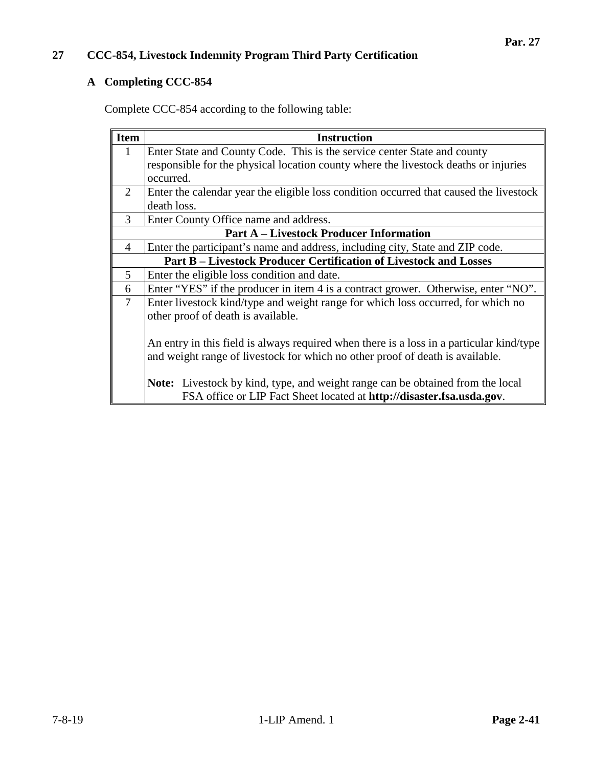## 27 CCC-854, Livestock Indemnity Program Third Party Certification

### A Completing CCC-854

Complete CCC-854 according to the following table:

| Item | Instruction |
|---|---|
| 1 | Enter State and County Code. This is the service center State and county responsible for the physical location county where the livestock deaths or injuries occurred. |
| 2 | Enter the calendar year the eligible loss condition occurred that caused the livestock death loss. |
| 3 | Enter County Office name and address. |
| | **Part A – Livestock Producer Information** |
| 4 | Enter the participant's name and address, including city, State and ZIP code. |
| | **Part B – Livestock Producer Certification of Livestock and Losses** |
| 5 | Enter the eligible loss condition and date. |
| 6 | Enter "YES" if the producer in item 4 is a contract grower. Otherwise, enter "NO". |
| 7 | Enter livestock kind/type and weight range for which loss occurred, for which no other proof of death is available.<br><br>An entry in this field is always required when there is a loss in a particular kind/type and weight range of livestock for which no other proof of death is available.<br><br>**Note:** Livestock by kind, type, and weight range can be obtained from the local FSA office or LIP Fact Sheet located at **http://disaster.fsa.usda.gov**. |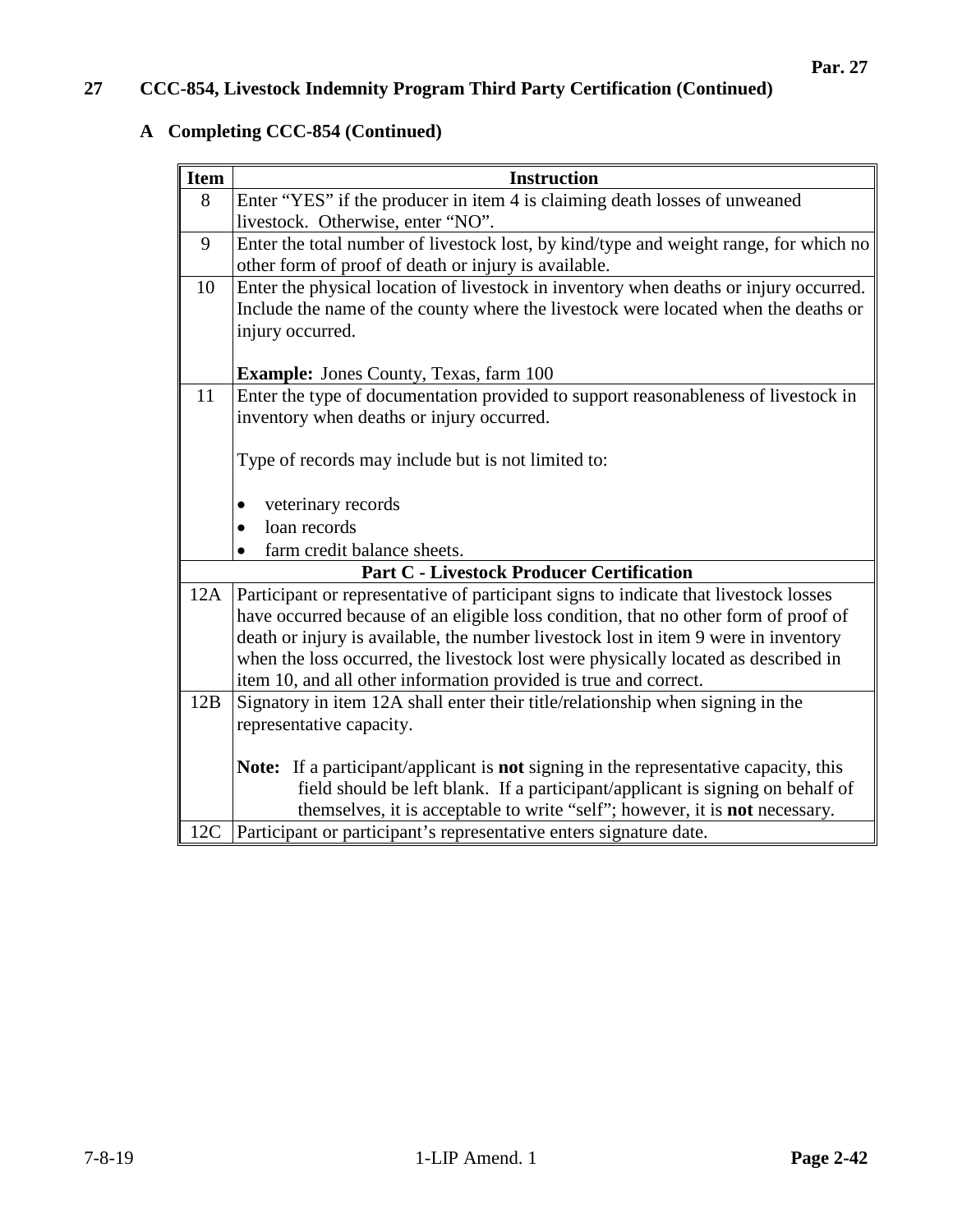## 27 CCC-854, Livestock Indemnity Program Third Party Certification (Continued)

### A Completing CCC-854 (Continued)

| Item | Instruction |
|---|---|
| 8 | Enter "YES" if the producer in item 4 is claiming death losses of unweaned livestock. Otherwise, enter "NO". |
| 9 | Enter the total number of livestock lost, by kind/type and weight range, for which no other form of proof of death or injury is available. |
| 10 | Enter the physical location of livestock in inventory when deaths or injury occurred. Include the name of the county where the livestock were located when the deaths or injury occurred.<br><br>**Example:** Jones County, Texas, farm 100 |
| 11 | Enter the type of documentation provided to support reasonableness of livestock in inventory when deaths or injury occurred.<br><br>Type of records may include but is not limited to:<br><br>• veterinary records<br>• loan records<br>• farm credit balance sheets. |
| | **Part C - Livestock Producer Certification** |
| 12A | Participant or representative of participant signs to indicate that livestock losses have occurred because of an eligible loss condition, that no other form of proof of death or injury is available, the number livestock lost in item 9 were in inventory when the loss occurred, the livestock lost were physically located as described in item 10, and all other information provided is true and correct. |
| 12B | Signatory in item 12A shall enter their title/relationship when signing in the representative capacity.<br><br>**Note:** If a participant/applicant is **not** signing in the representative capacity, this field should be left blank. If a participant/applicant is signing on behalf of themselves, it is acceptable to write "self"; however, it is **not** necessary. |
| 12C | Participant or participant's representative enters signature date. |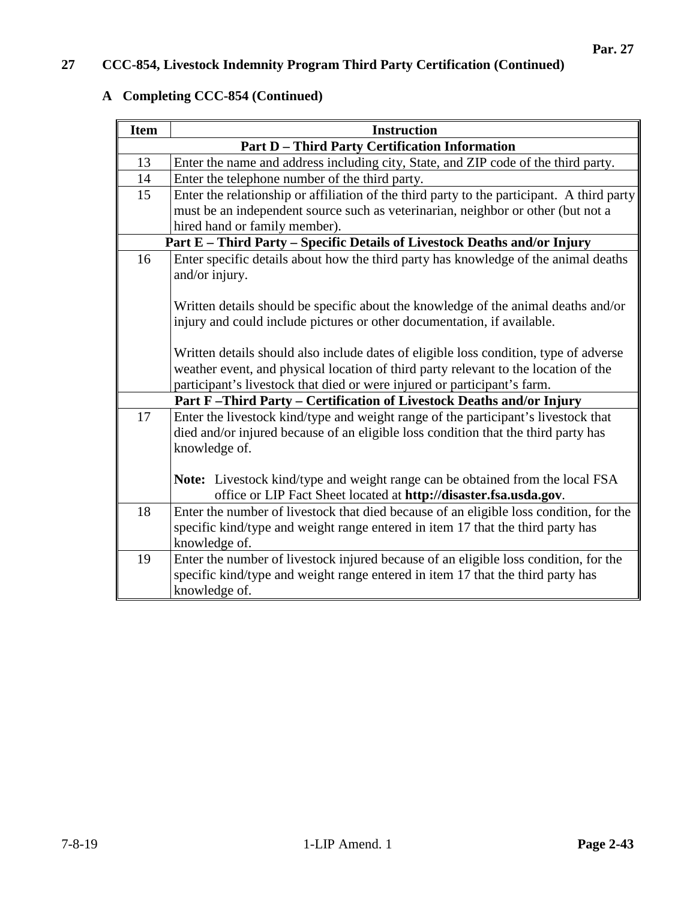## 27 CCC-854, Livestock Indemnity Program Third Party Certification (Continued)

### A Completing CCC-854 (Continued)

| Item | Instruction |
|---|---|
| | **Part D – Third Party Certification Information** |
| 13 | Enter the name and address including city, State, and ZIP code of the third party. |
| 14 | Enter the telephone number of the third party. |
| 15 | Enter the relationship or affiliation of the third party to the participant. A third party must be an independent source such as veterinarian, neighbor or other (but not a hired hand or family member). |
| | **Part E – Third Party – Specific Details of Livestock Deaths and/or Injury** |
| 16 | Enter specific details about how the third party has knowledge of the animal deaths and/or injury.<br><br>Written details should be specific about the knowledge of the animal deaths and/or injury and could include pictures or other documentation, if available.<br><br>Written details should also include dates of eligible loss condition, type of adverse weather event, and physical location of third party relevant to the location of the participant's livestock that died or were injured or participant's farm. |
| | **Part F –Third Party – Certification of Livestock Deaths and/or Injury** |
| 17 | Enter the livestock kind/type and weight range of the participant's livestock that died and/or injured because of an eligible loss condition that the third party has knowledge of.<br><br>**Note:** Livestock kind/type and weight range can be obtained from the local FSA office or LIP Fact Sheet located at **http://disaster.fsa.usda.gov**. |
| 18 | Enter the number of livestock that died because of an eligible loss condition, for the specific kind/type and weight range entered in item 17 that the third party has knowledge of. |
| 19 | Enter the number of livestock injured because of an eligible loss condition, for the specific kind/type and weight range entered in item 17 that the third party has knowledge of. |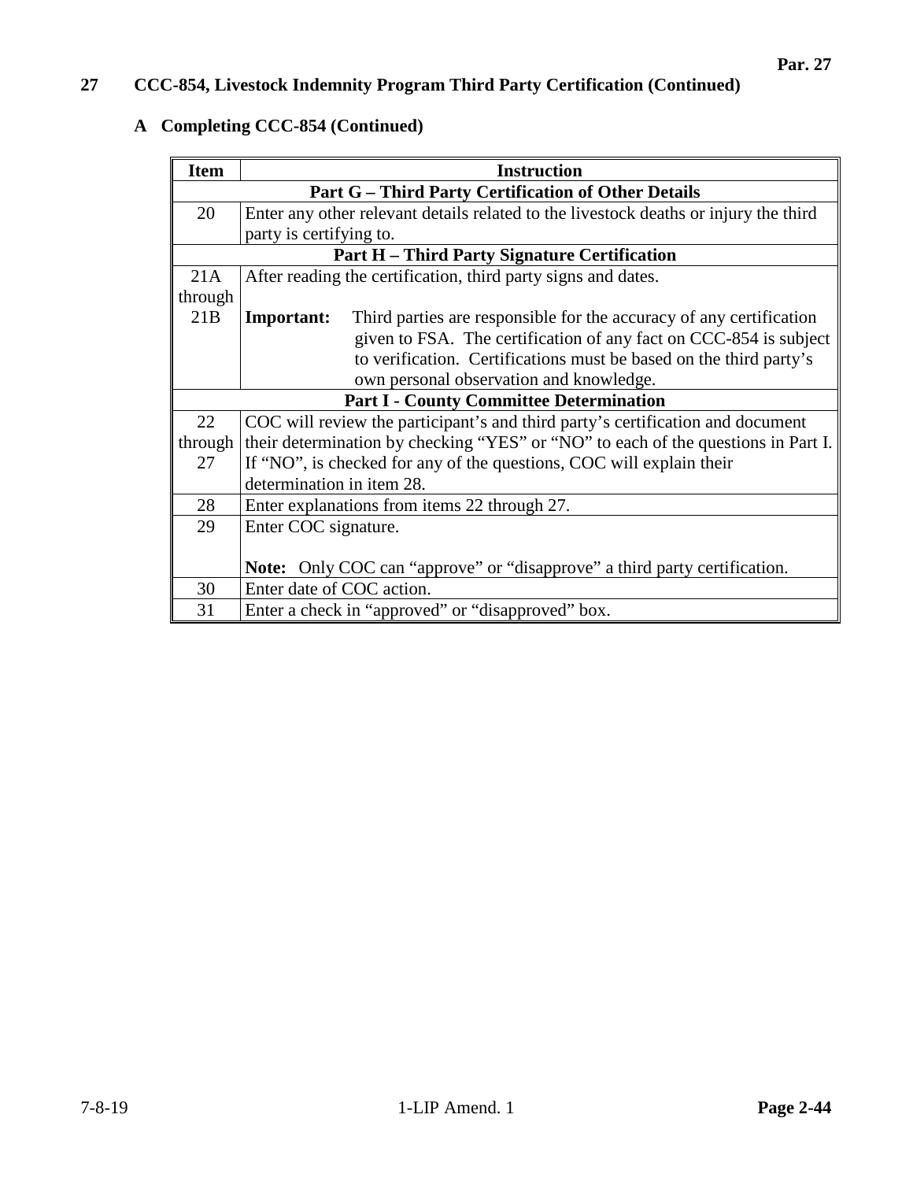## 27 CCC-854, Livestock Indemnity Program Third Party Certification (Continued)

### A Completing CCC-854 (Continued)

| Item | Instruction |
|---|---|
| | **Part G – Third Party Certification of Other Details** |
| 20 | Enter any other relevant details related to the livestock deaths or injury the third party is certifying to. |
| | **Part H – Third Party Signature Certification** |
| 21A through 21B | After reading the certification, third party signs and dates. <br><br> **Important:** Third parties are responsible for the accuracy of any certification given to FSA. The certification of any fact on CCC-854 is subject to verification. Certifications must be based on the third party's own personal observation and knowledge. |
| | **Part I - County Committee Determination** |
| 22 through 27 | COC will review the participant's and third party's certification and document their determination by checking "YES" or "NO" to each of the questions in Part I. If "NO", is checked for any of the questions, COC will explain their determination in item 28. |
| 28 | Enter explanations from items 22 through 27. |
| 29 | Enter COC signature. <br><br> **Note:** Only COC can "approve" or "disapprove" a third party certification. |
| 30 | Enter date of COC action. |
| 31 | Enter a check in "approved" or "disapproved" box. |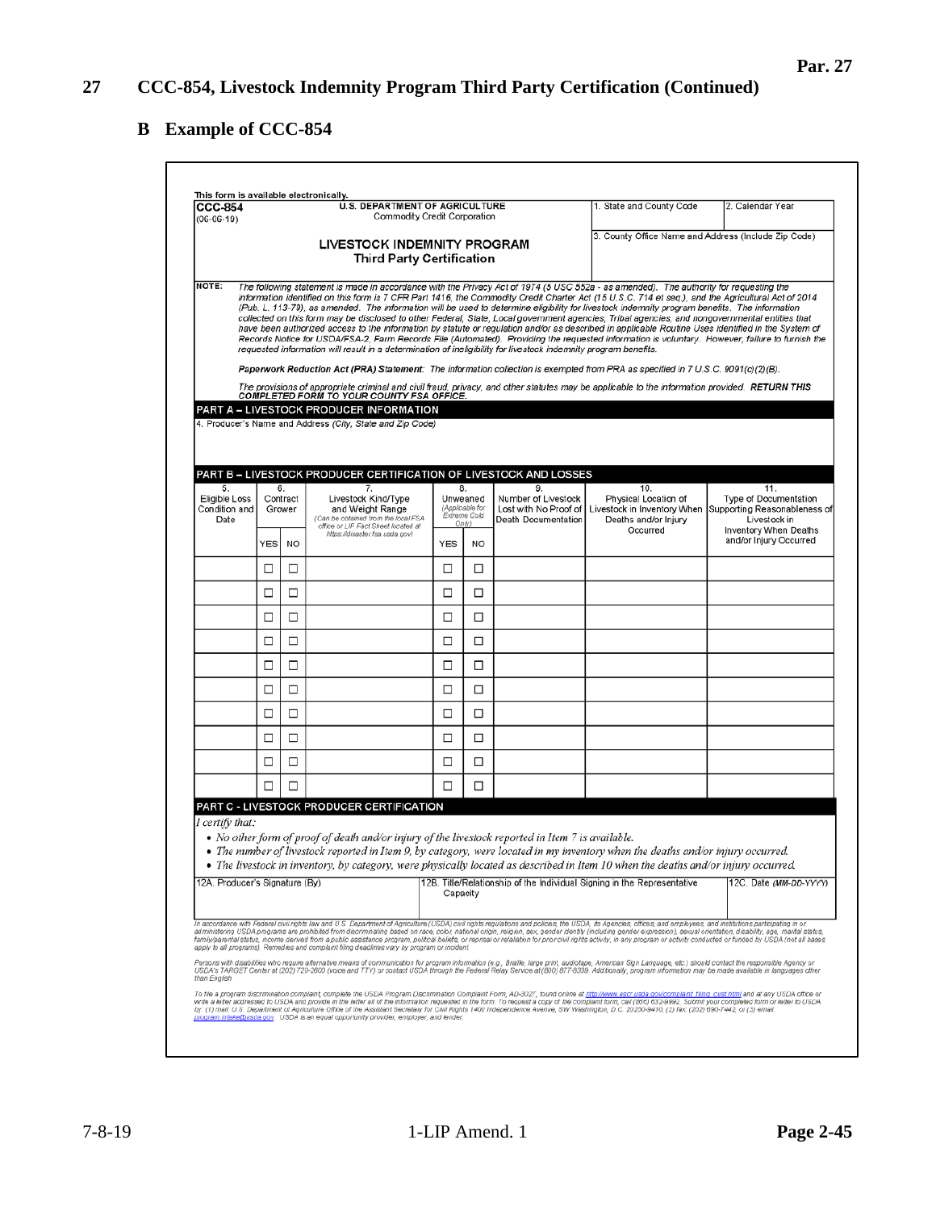## 27 CCC-854, Livestock Indemnity Program Third Party Certification (Continued)

### B Example of CCC-854

This form is available electronically.

**CCC-854**
(06-06-19)

**U.S. DEPARTMENT OF AGRICULTURE**
Commodity Credit Corporation

**LIVESTOCK INDEMNITY PROGRAM**
**Third Party Certification**

| 1. State and County Code | 2. Calendar Year |
|---|---|
| 3. County Office Name and Address (Include Zip Code) | |

NOTE: *The following statement is made in accordance with the Privacy Act of 1974 (5 USC 552a - as amended). The authority for requesting the information identified on this form is 7 CFR Part 1416, the Commodity Credit Corporation Charter Act (15 U.S.C. 714 et seq.), and the Agricultural Act of 2014 (Pub. L. 113-79), as amended. The information will be used to determine eligibility for livestock indemnity program benefits. The information collected on this form may be disclosed to other Federal, State, Local government agencies, Tribal agencies, and nongovernmental entities that have been authorized access to the information by statute or regulation and/or as described in applicable Routine Uses identified in the System of Records Notice for USDA/FSA-2, Farm Records File (Automated). Providing the requested information is voluntary. However, failure to furnish the requested information will result in a determination of ineligibility for livestock indemnity program benefits.*

*Paperwork Reduction Act (PRA) Statement: The information collection is exempted from PRA as specified in 7 U.S.C. 9091(c)(2)(B).*

*The provisions of appropriate criminal and civil fraud, privacy, and other statutes may be applicable to the information provided.* ***RETURN THIS COMPLETED FORM TO YOUR COUNTY FSA OFFICE.***

**PART A – LIVESTOCK PRODUCER INFORMATION**

4. Producer's Name and Address *(City, State and Zip Code)*

**PART B – LIVESTOCK PRODUCER CERTIFICATION OF LIVESTOCK AND LOSSES**

| 5. Eligible Loss Condition and Date | 6. Contract Grower | | 7. Livestock Kind/Type and Weight Range *(Can be obtained from the local FSA office or LIP Fact Sheet located at https://disaster.fsa.usda.gov)* | 8. Unweaned *(Applicable for Extreme Cold Only)* | | 9. Number of Livestock Lost with No Proof of Death Documentation | 10. Physical Location of Livestock in Inventory When Deaths and/or Injury Occurred | 11. Type of Documentation Supporting Reasonableness of Livestock in Inventory When Deaths and/or Injury Occurred |
|---|---|---|---|---|---|---|---|---|
| | YES | NO | | YES | NO | | | |
| | ☐ | ☐ | | ☐ | ☐ | | | |
| | ☐ | ☐ | | ☐ | ☐ | | | |
| | ☐ | ☐ | | ☐ | ☐ | | | |
| | ☐ | ☐ | | ☐ | ☐ | | | |
| | ☐ | ☐ | | ☐ | ☐ | | | |
| | ☐ | ☐ | | ☐ | ☐ | | | |
| | ☐ | ☐ | | ☐ | ☐ | | | |
| | ☐ | ☐ | | ☐ | ☐ | | | |
| | ☐ | ☐ | | ☐ | ☐ | | | |
| | ☐ | ☐ | | ☐ | ☐ | | | |

**PART C - LIVESTOCK PRODUCER CERTIFICATION**

*I certify that:*

- *No other form of proof of death and/or injury of the livestock reported in Item 7 is available.*
- *The number of livestock reported in Item 9, by category, were located in my inventory when the deaths and/or injury occurred.*
- *The livestock in inventory, by category, were physically located as described in Item 10 when the deaths and/or injury occurred.*

| 12A. Producer's Signature (By) | 12B. Title/Relationship of the Individual Signing in the Representative Capacity | 12C. Date *(MM-DD-YYYY)* |
|---|---|---|
| | | |

*In accordance with Federal civil rights law and U.S. Department of Agriculture (USDA) civil rights regulations and policies, the USDA, its Agencies, offices, and employees, and institutions participating in or administering USDA programs are prohibited from discriminating based on race, color, national origin, religion, sex, gender identity (including gender expression), sexual orientation, disability, age, marital status, family/parental status, income derived from a public assistance program, political beliefs, or reprisal or retaliation for prior civil rights activity, in any program or activity conducted or funded by USDA (not all bases apply to all programs). Remedies and complaint filing deadlines vary by program or incident.*

*Persons with disabilities who require alternative means of communication for program information (e.g., Braille, large print, audiotape, American Sign Language, etc.) should contact the responsible Agency or USDA's TARGET Center at (202) 720-2600 (voice and TTY) or contact USDA through the Federal Relay Service at (800) 877-8339. Additionally, program information may be made available in languages other than English.*

*To file a program discrimination complaint, complete the USDA Program Discrimination Complaint Form, AD-3027, found online at http://www.ascr.usda.gov/complaint_filing_cust.html and at any USDA office or write a letter addressed to USDA and provide in the letter all of the information requested in the form. To request a copy of the complaint form, call (866) 632-9992. Submit your completed form or letter to USDA by: (1) mail: U.S. Department of Agriculture Office of the Assistant Secretary for Civil Rights 1400 Independence Avenue, SW Washington, D.C. 20250-9410; (2) fax: (202) 690-7442; or (3) email: program.intake@usda.gov. USDA is an equal opportunity provider, employer, and lender.*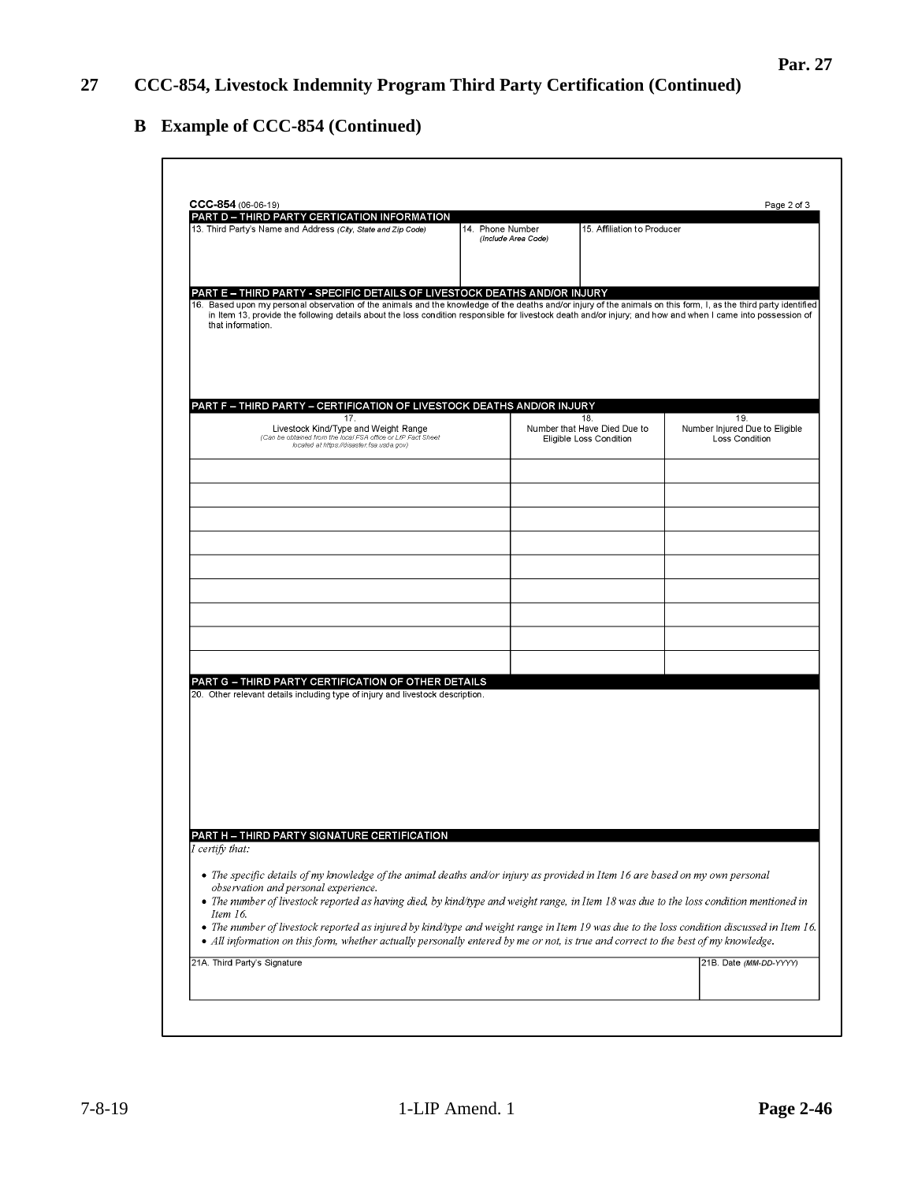## 27 CCC-854, Livestock Indemnity Program Third Party Certification (Continued)

### B Example of CCC-854 (Continued)

CCC-854 (06-06-19) Page 2 of 3

**PART D – THIRD PARTY CERTICATION INFORMATION**

| 13. Third Party's Name and Address *(City, State and Zip Code)* | 14. Phone Number *(Include Area Code)* | 15. Affiliation to Producer |
|---|---|---|
| | | |

**PART E – THIRD PARTY - SPECIFIC DETAILS OF LIVESTOCK DEATHS AND/OR INJURY**

16. Based upon my personal observation of the animals and the knowledge of the deaths and/or injury of the animals on this form, I, as the third party identified in Item 13, provide the following details about the loss condition responsible for livestock death and/or injury; and how and when I came into possession of that information.

**PART F – THIRD PARTY – CERTIFICATION OF LIVESTOCK DEATHS AND/OR INJURY**

| 17. Livestock Kind/Type and Weight Range *(Can be obtained from the local FSA office or LIP Fact Sheet located at https://disaster.fsa.usda.gov)* | 18. Number that Have Died Due to Eligible Loss Condition | 19. Number Injured Due to Eligible Loss Condition |
|---|---|---|
| | | |
| | | |
| | | |
| | | |
| | | |
| | | |
| | | |
| | | |
| | | |

**PART G – THIRD PARTY CERTIFICATION OF OTHER DETAILS**

20. Other relevant details including type of injury and livestock description.

**PART H – THIRD PARTY SIGNATURE CERTIFICATION**

*I certify that:*

- *The specific details of my knowledge of the animal deaths and/or injury as provided in Item 16 are based on my own personal observation and personal experience.*
- *The number of livestock reported as having died, by kind/type and weight range, in Item 18 was due to the loss condition mentioned in Item 16.*
- *The number of livestock reported as injured by kind/type and weight range in Item 19 was due to the loss condition discussed in Item 16.*
- *All information on this form, whether actually personally entered by me or not, is true and correct to the best of my knowledge.*

| 21A. Third Party's Signature | 21B. Date *(MM-DD-YYYY)* |
|---|---|
| | |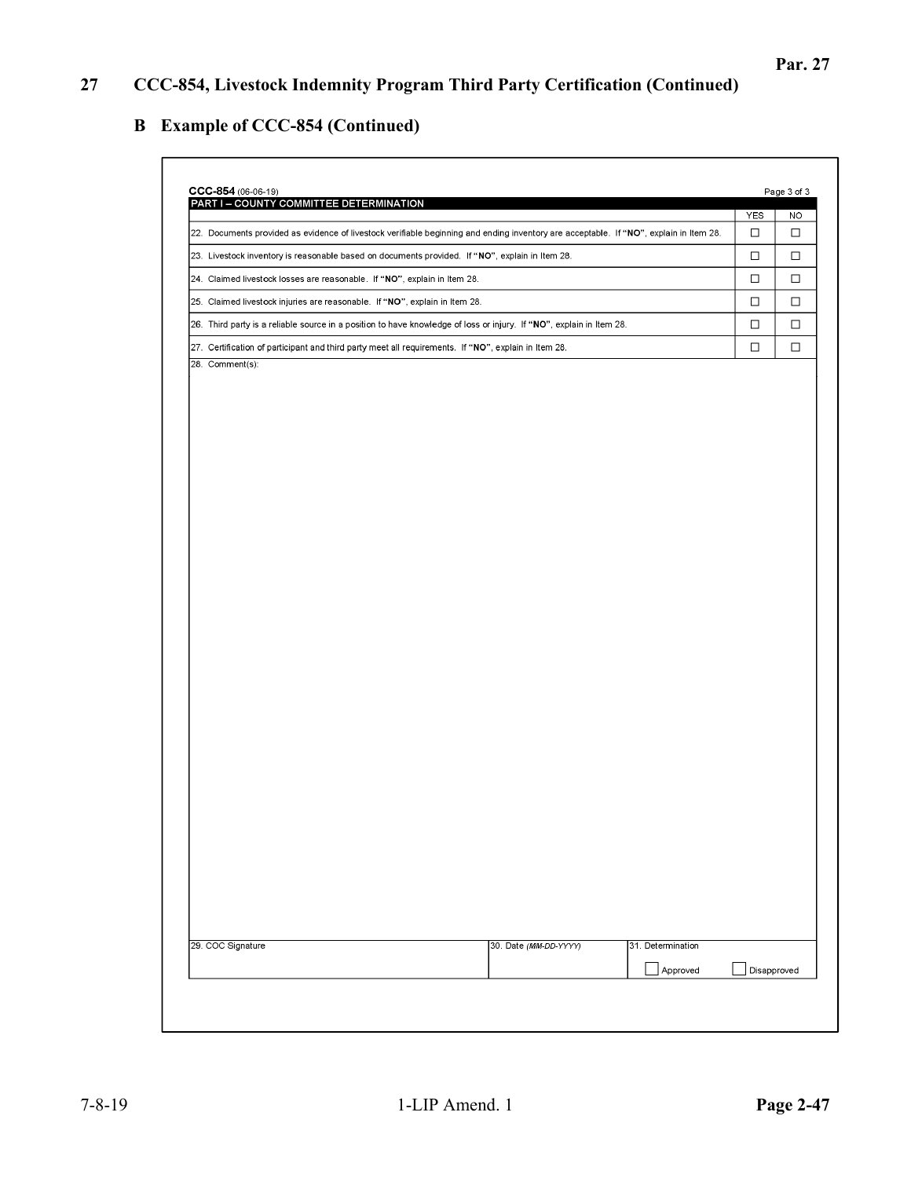## 27 CCC-854, Livestock Indemnity Program Third Party Certification (Continued)

### B Example of CCC-854 (Continued)

**CCC-854** (06-06-19)

**PART I – COUNTY COMMITTEE DETERMINATION**

| | YES | NO |
|---|---|---|
| 22. Documents provided as evidence of livestock verifiable beginning and ending inventory are acceptable. If "**NO**", explain in Item 28. | ☐ | ☐ |
| 23. Livestock inventory is reasonable based on documents provided. If "**NO**", explain in Item 28. | ☐ | ☐ |
| 24. Claimed livestock losses are reasonable. If "**NO**", explain in Item 28. | ☐ | ☐ |
| 25. Claimed livestock injuries are reasonable. If "**NO**", explain in Item 28. | ☐ | ☐ |
| 26. Third party is a reliable source in a position to have knowledge of loss or injury. If "**NO**", explain in Item 28. | ☐ | ☐ |
| 27. Certification of participant and third party meet all requirements. If "**NO**", explain in Item 28. | ☐ | ☐ |

28. Comment(s):

| 29. COC Signature | 30. Date *(MM-DD-YYYY)* | 31. Determination |
|---|---|---|
| | | ☐ Approved ☐ Disapproved |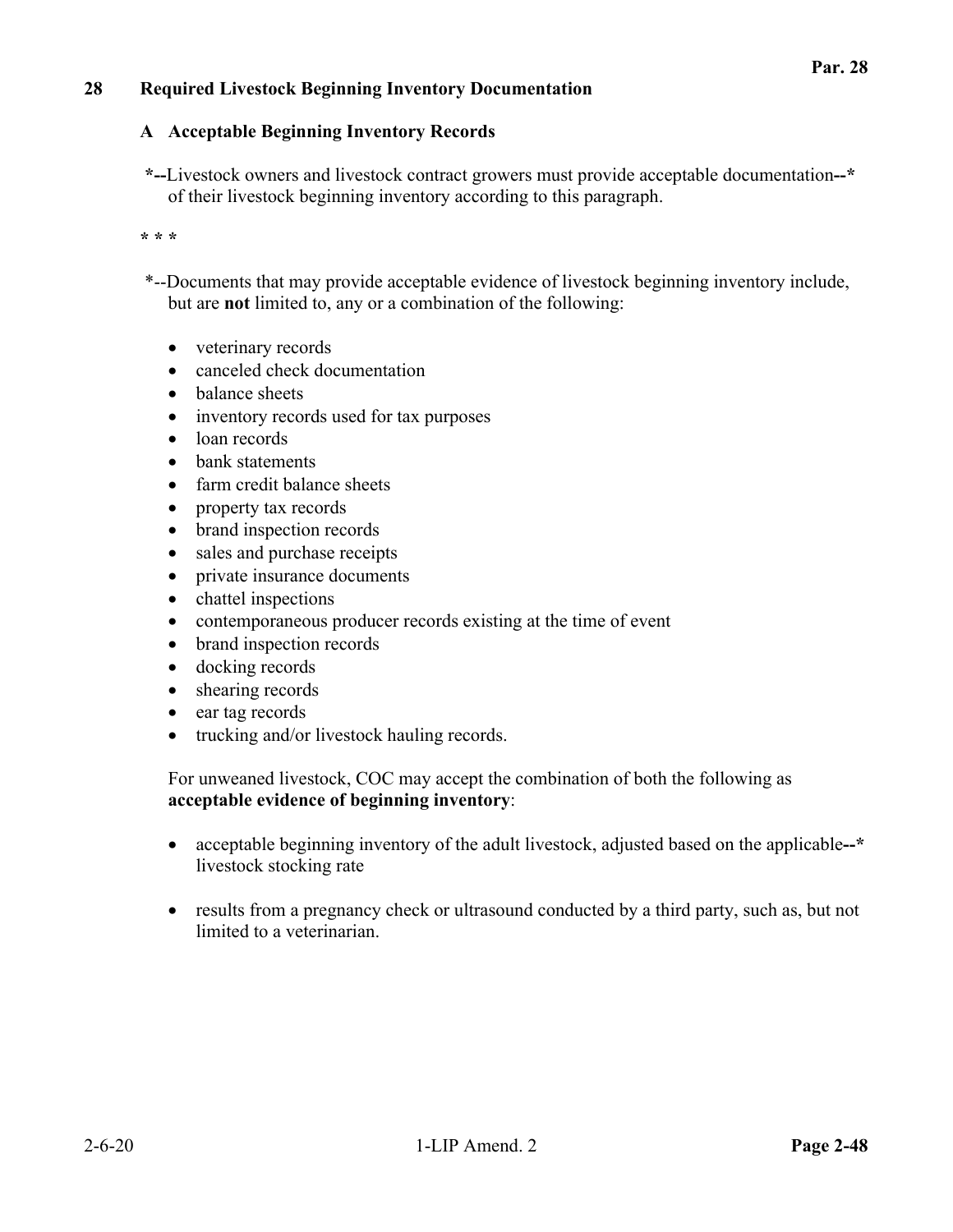## 28 Required Livestock Beginning Inventory Documentation

### A Acceptable Beginning Inventory Records

*--Livestock owners and livestock contract growers must provide acceptable documentation--* of their livestock beginning inventory according to this paragraph.

* * *

*--Documents that may provide acceptable evidence of livestock beginning inventory include, but are **not** limited to, any or a combination of the following:

- veterinary records
- canceled check documentation
- balance sheets
- inventory records used for tax purposes
- loan records
- bank statements
- farm credit balance sheets
- property tax records
- brand inspection records
- sales and purchase receipts
- private insurance documents
- chattel inspections
- contemporaneous producer records existing at the time of event
- brand inspection records
- docking records
- shearing records
- ear tag records
- trucking and/or livestock hauling records.

For unweaned livestock, COC may accept the combination of both the following as **acceptable evidence of beginning inventory**:

- acceptable beginning inventory of the adult livestock, adjusted based on the applicable--* livestock stocking rate
- results from a pregnancy check or ultrasound conducted by a third party, such as, but not limited to a veterinarian.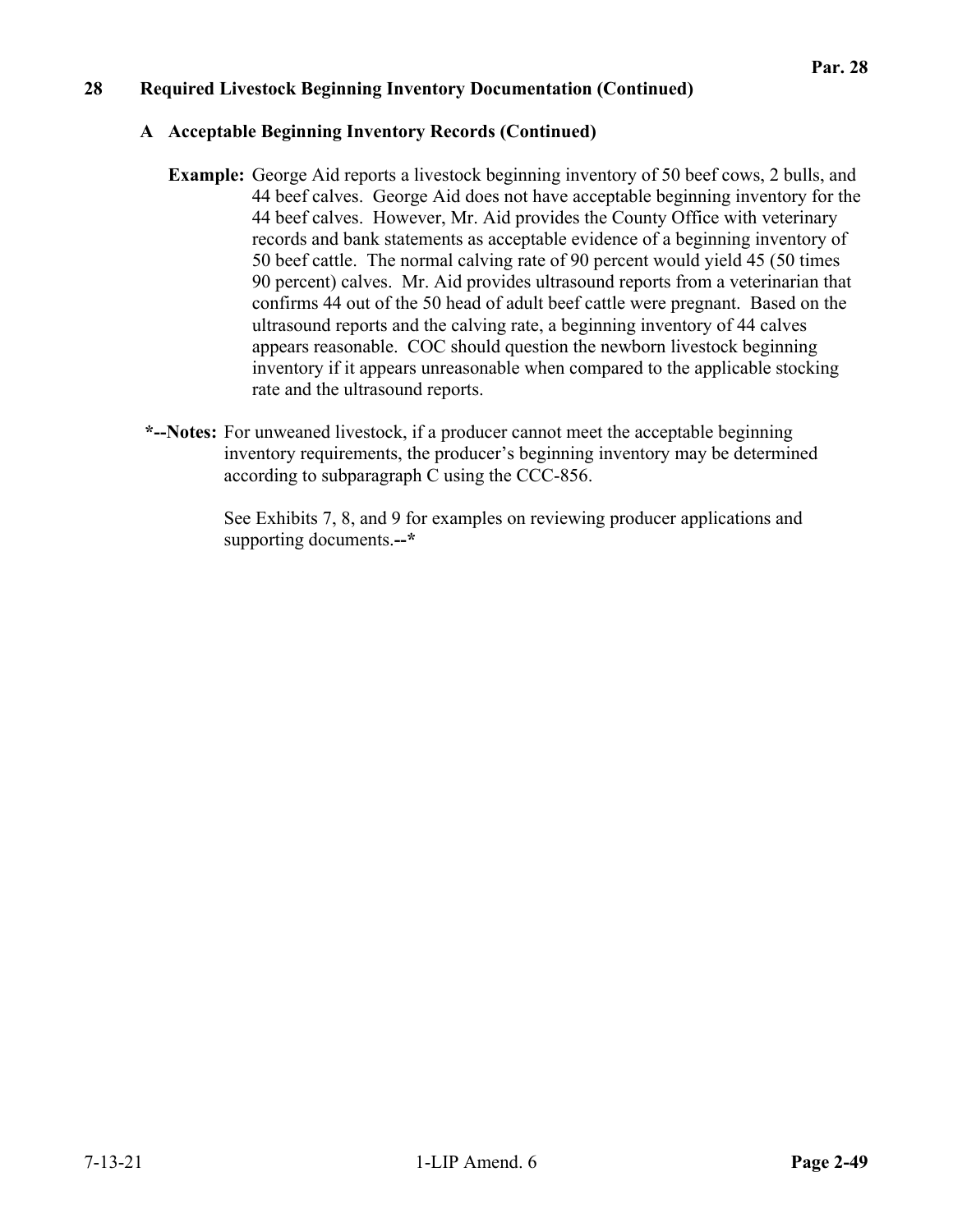## 28 Required Livestock Beginning Inventory Documentation (Continued)

### A Acceptable Beginning Inventory Records (Continued)

**Example:** George Aid reports a livestock beginning inventory of 50 beef cows, 2 bulls, and 44 beef calves. George Aid does not have acceptable beginning inventory for the 44 beef calves. However, Mr. Aid provides the County Office with veterinary records and bank statements as acceptable evidence of a beginning inventory of 50 beef cattle. The normal calving rate of 90 percent would yield 45 (50 times 90 percent) calves. Mr. Aid provides ultrasound reports from a veterinarian that confirms 44 out of the 50 head of adult beef cattle were pregnant. Based on the ultrasound reports and the calving rate, a beginning inventory of 44 calves appears reasonable. COC should question the newborn livestock beginning inventory if it appears unreasonable when compared to the applicable stocking rate and the ultrasound reports.

***--Notes:** For unweaned livestock, if a producer cannot meet the acceptable beginning inventory requirements, the producer's beginning inventory may be determined according to subparagraph C using the CCC-856.

See Exhibits 7, 8, and 9 for examples on reviewing producer applications and supporting documents.**--***